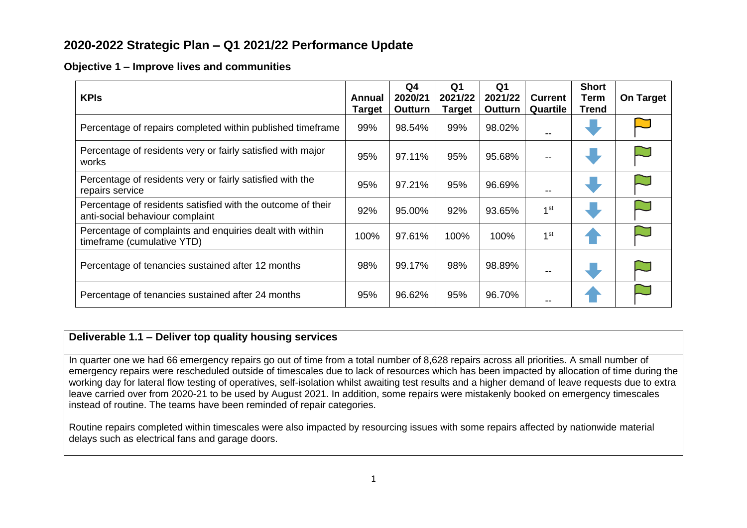# 2020-2022 Strategic Plan – Q1 2021/22 Performance Update

## Objective 1 – Improve lives and communities

| KPIs | Annual Target | Q4 2020/21 Outturn | Q1 2021/22 Target | Q1 2021/22 Outturn | Current Quartile | Short Term Trend | On Target |
|---|---|---|---|---|---|---|---|
| Percentage of repairs completed within published timeframe | 99% | 98.54% | 99% | 98.02% | -- | Down | Amber |
| Percentage of residents very or fairly satisfied with major works | 95% | 97.11% | 95% | 95.68% | -- | Down | Green |
| Percentage of residents very or fairly satisfied with the repairs service | 95% | 97.21% | 95% | 96.69% | -- | Down | Green |
| Percentage of residents satisfied with the outcome of their anti-social behaviour complaint | 92% | 95.00% | 92% | 93.65% | 1st | Down | Green |
| Percentage of complaints and enquiries dealt with within timeframe (cumulative YTD) | 100% | 97.61% | 100% | 100% | 1st | Up | Green |
| Percentage of tenancies sustained after 12 months | 98% | 99.17% | 98% | 98.89% | -- | Down | Green |
| Percentage of tenancies sustained after 24 months | 95% | 96.62% | 95% | 96.70% | -- | Up | Green |

### Deliverable 1.1 – Deliver top quality housing services

In quarter one we had 66 emergency repairs go out of time from a total number of 8,628 repairs across all priorities. A small number of emergency repairs were rescheduled outside of timescales due to lack of resources which has been impacted by allocation of time during the working day for lateral flow testing of operatives, self-isolation whilst awaiting test results and a higher demand of leave requests due to extra leave carried over from 2020-21 to be used by August 2021. In addition, some repairs were mistakenly booked on emergency timescales instead of routine. The teams have been reminded of repair categories.

Routine repairs completed within timescales were also impacted by resourcing issues with some repairs affected by nationwide material delays such as electrical fans and garage doors.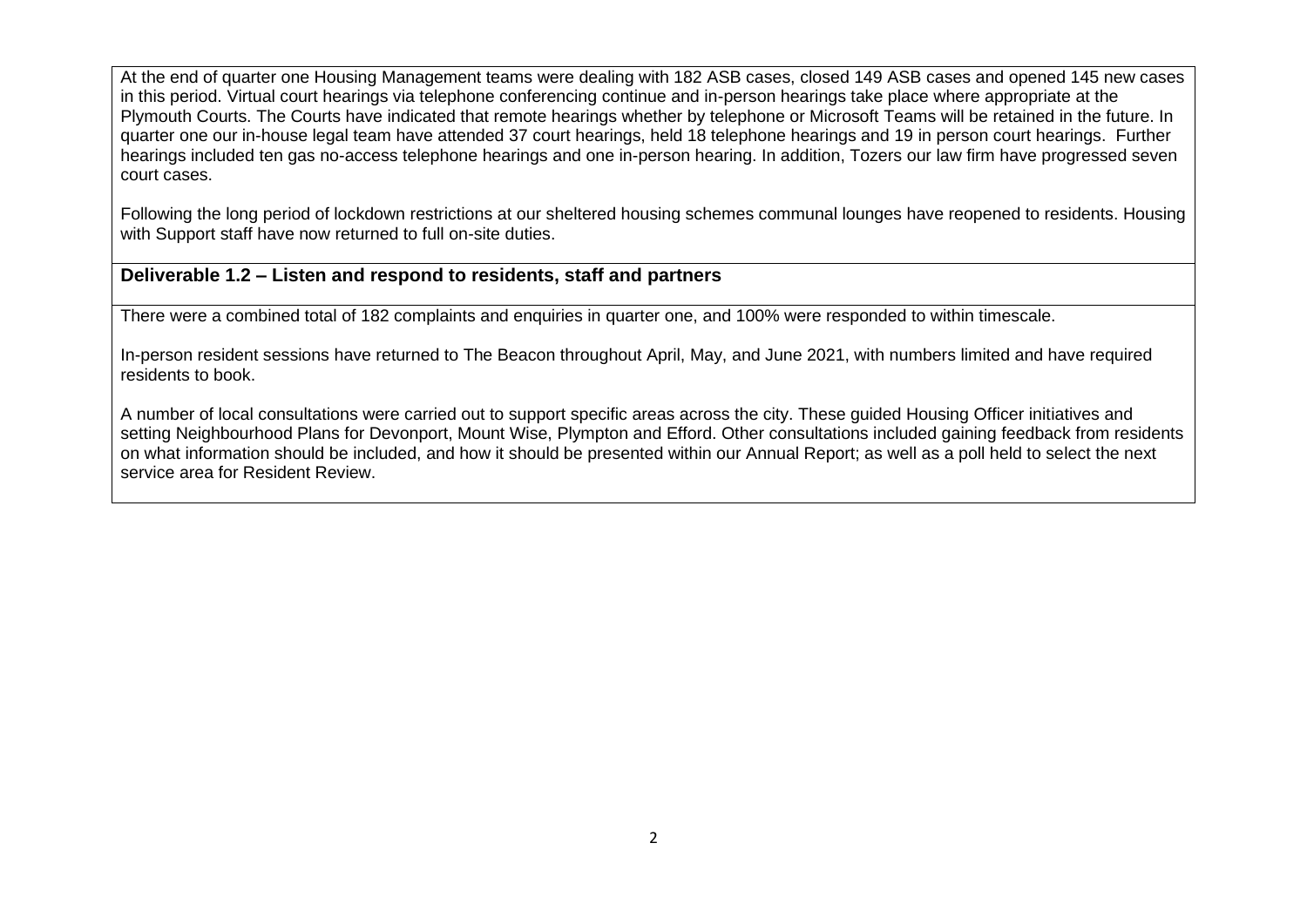At the end of quarter one Housing Management teams were dealing with 182 ASB cases, closed 149 ASB cases and opened 145 new cases in this period. Virtual court hearings via telephone conferencing continue and in-person hearings take place where appropriate at the Plymouth Courts. The Courts have indicated that remote hearings whether by telephone or Microsoft Teams will be retained in the future. In quarter one our in-house legal team have attended 37 court hearings, held 18 telephone hearings and 19 in person court hearings. Further hearings included ten gas no-access telephone hearings and one in-person hearing. In addition, Tozers our law firm have progressed seven court cases.

Following the long period of lockdown restrictions at our sheltered housing schemes communal lounges have reopened to residents. Housing with Support staff have now returned to full on-site duties.

**Deliverable 1.2 – Listen and respond to residents, staff and partners**

There were a combined total of 182 complaints and enquiries in quarter one, and 100% were responded to within timescale.

In-person resident sessions have returned to The Beacon throughout April, May, and June 2021, with numbers limited and have required residents to book.

A number of local consultations were carried out to support specific areas across the city. These guided Housing Officer initiatives and setting Neighbourhood Plans for Devonport, Mount Wise, Plympton and Efford. Other consultations included gaining feedback from residents on what information should be included, and how it should be presented within our Annual Report; as well as a poll held to select the next service area for Resident Review.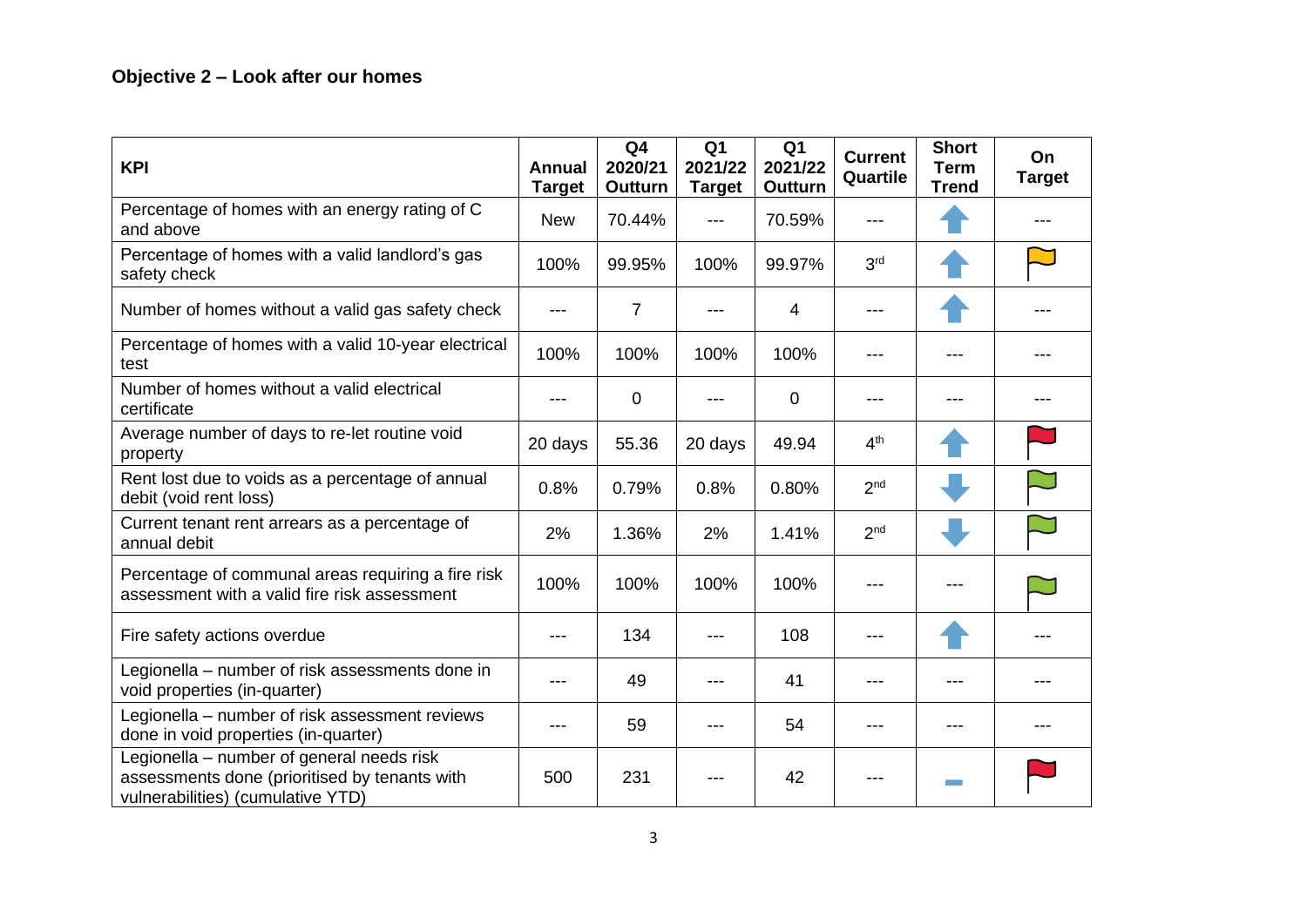## Objective 2 – Look after our homes

| KPI | Annual Target | Q4 2020/21 Outturn | Q1 2021/22 Target | Q1 2021/22 Outturn | Current Quartile | Short Term Trend | On Target |
|---|---|---|---|---|---|---|---|
| Percentage of homes with an energy rating of C and above | New | 70.44% | --- | 70.59% | --- | ↑ | --- |
| Percentage of homes with a valid landlord's gas safety check | 100% | 99.95% | 100% | 99.97% | 3rd | ↑ | Amber |
| Number of homes without a valid gas safety check | --- | 7 | --- | 4 | --- | ↑ | --- |
| Percentage of homes with a valid 10-year electrical test | 100% | 100% | 100% | 100% | --- | --- | --- |
| Number of homes without a valid electrical certificate | --- | 0 | --- | 0 | --- | --- | --- |
| Average number of days to re-let routine void property | 20 days | 55.36 | 20 days | 49.94 | 4th | ↑ | Red |
| Rent lost due to voids as a percentage of annual debit (void rent loss) | 0.8% | 0.79% | 0.8% | 0.80% | 2nd | ↓ | Green |
| Current tenant rent arrears as a percentage of annual debit | 2% | 1.36% | 2% | 1.41% | 2nd | ↓ | Green |
| Percentage of communal areas requiring a fire risk assessment with a valid fire risk assessment | 100% | 100% | 100% | 100% | --- | --- | Green |
| Fire safety actions overdue | --- | 134 | --- | 108 | --- | ↑ | --- |
| Legionella – number of risk assessments done in void properties (in-quarter) | --- | 49 | --- | 41 | --- | --- | --- |
| Legionella – number of risk assessment reviews done in void properties (in-quarter) | --- | 59 | --- | 54 | --- | --- | --- |
| Legionella – number of general needs risk assessments done (prioritised by tenants with vulnerabilities) (cumulative YTD) | 500 | 231 | --- | 42 | --- | ▬ | Red |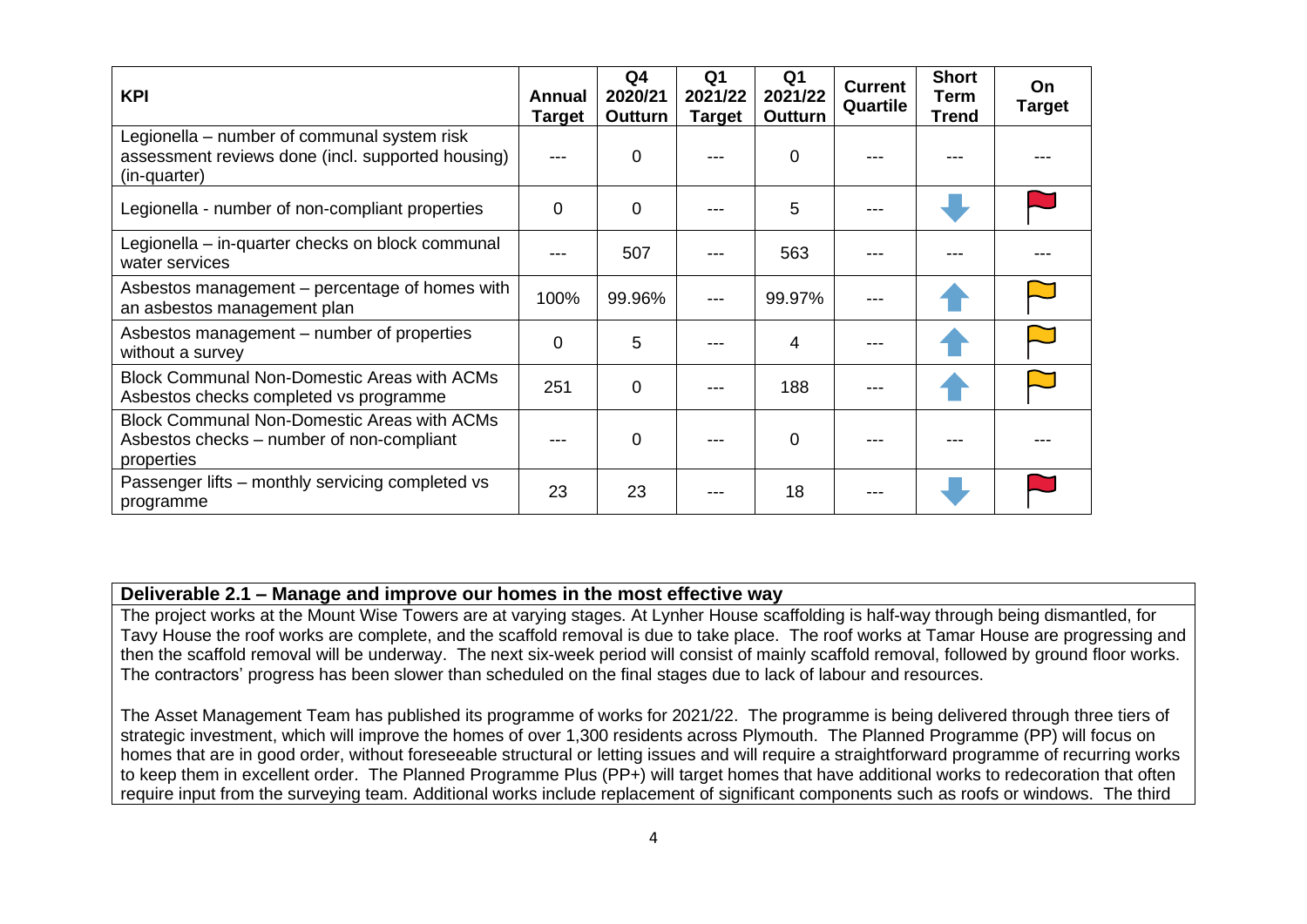| KPI | Annual Target | Q4 2020/21 Outturn | Q1 2021/22 Target | Q1 2021/22 Outturn | Current Quartile | Short Term Trend | On Target |
|---|---|---|---|---|---|---|---|
| Legionella – number of communal system risk assessment reviews done (incl. supported housing) (in-quarter) | --- | 0 | --- | 0 | --- | --- | --- |
| Legionella - number of non-compliant properties | 0 | 0 | --- | 5 | --- | Down | Red |
| Legionella – in-quarter checks on block communal water services | --- | 507 | --- | 563 | --- | --- | --- |
| Asbestos management – percentage of homes with an asbestos management plan | 100% | 99.96% | --- | 99.97% | --- | Up | Amber |
| Asbestos management – number of properties without a survey | 0 | 5 | --- | 4 | --- | Up | Amber |
| Block Communal Non-Domestic Areas with ACMs Asbestos checks completed vs programme | 251 | 0 | --- | 188 | --- | Up | Amber |
| Block Communal Non-Domestic Areas with ACMs Asbestos checks – number of non-compliant properties | --- | 0 | --- | 0 | --- | --- | --- |
| Passenger lifts – monthly servicing completed vs programme | 23 | 23 | --- | 18 | --- | Down | Red |

**Deliverable 2.1 – Manage and improve our homes in the most effective way**

The project works at the Mount Wise Towers are at varying stages. At Lynher House scaffolding is half-way through being dismantled, for Tavy House the roof works are complete, and the scaffold removal is due to take place. The roof works at Tamar House are progressing and then the scaffold removal will be underway. The next six-week period will consist of mainly scaffold removal, followed by ground floor works. The contractors' progress has been slower than scheduled on the final stages due to lack of labour and resources.

The Asset Management Team has published its programme of works for 2021/22. The programme is being delivered through three tiers of strategic investment, which will improve the homes of over 1,300 residents across Plymouth. The Planned Programme (PP) will focus on homes that are in good order, without foreseeable structural or letting issues and will require a straightforward programme of recurring works to keep them in excellent order. The Planned Programme Plus (PP+) will target homes that have additional works to redecoration that often require input from the surveying team. Additional works include replacement of significant components such as roofs or windows. The third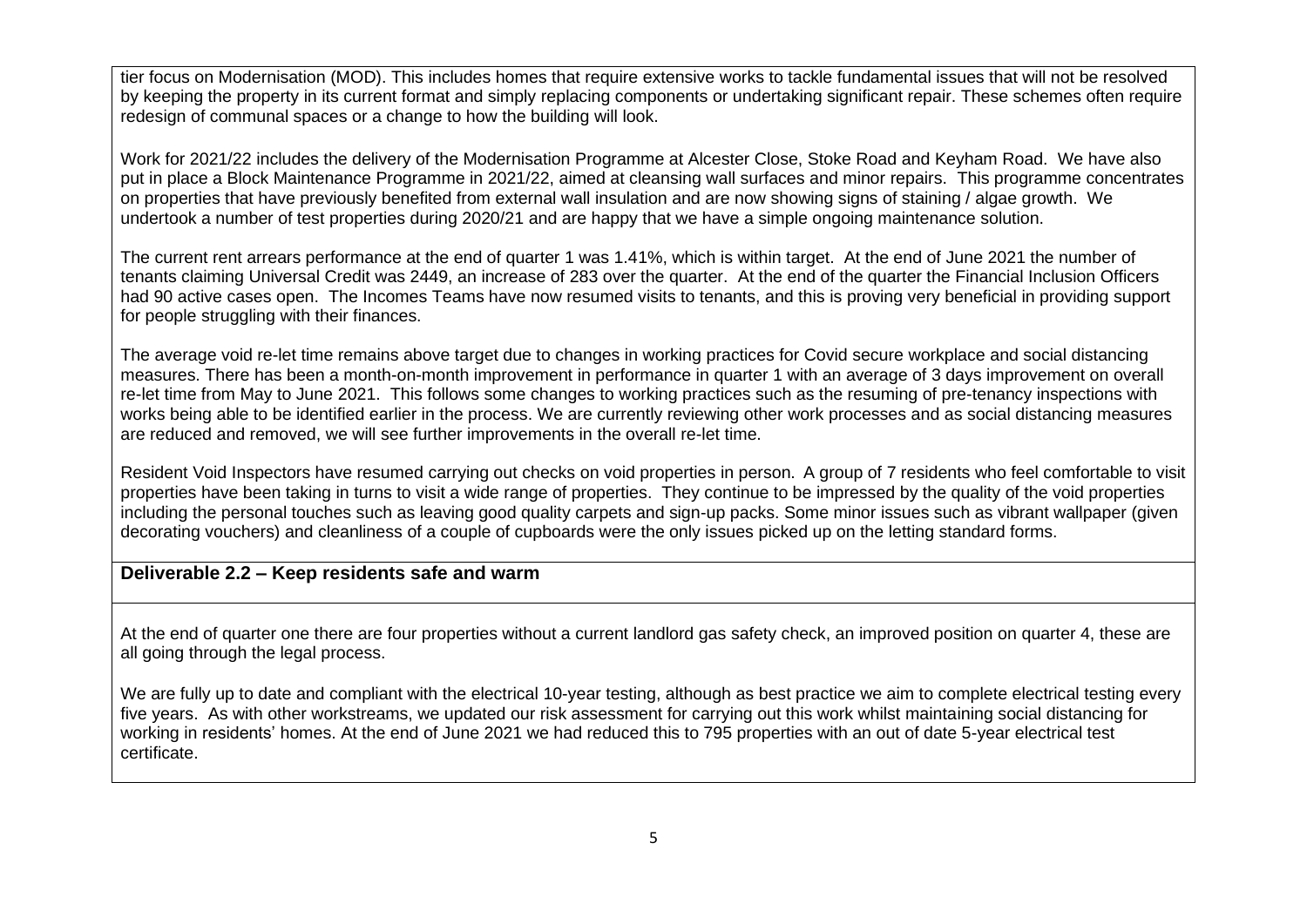tier focus on Modernisation (MOD). This includes homes that require extensive works to tackle fundamental issues that will not be resolved by keeping the property in its current format and simply replacing components or undertaking significant repair. These schemes often require redesign of communal spaces or a change to how the building will look.

Work for 2021/22 includes the delivery of the Modernisation Programme at Alcester Close, Stoke Road and Keyham Road. We have also put in place a Block Maintenance Programme in 2021/22, aimed at cleansing wall surfaces and minor repairs. This programme concentrates on properties that have previously benefited from external wall insulation and are now showing signs of staining / algae growth. We undertook a number of test properties during 2020/21 and are happy that we have a simple ongoing maintenance solution.

The current rent arrears performance at the end of quarter 1 was 1.41%, which is within target. At the end of June 2021 the number of tenants claiming Universal Credit was 2449, an increase of 283 over the quarter. At the end of the quarter the Financial Inclusion Officers had 90 active cases open. The Incomes Teams have now resumed visits to tenants, and this is proving very beneficial in providing support for people struggling with their finances.

The average void re-let time remains above target due to changes in working practices for Covid secure workplace and social distancing measures. There has been a month-on-month improvement in performance in quarter 1 with an average of 3 days improvement on overall re-let time from May to June 2021. This follows some changes to working practices such as the resuming of pre-tenancy inspections with works being able to be identified earlier in the process. We are currently reviewing other work processes and as social distancing measures are reduced and removed, we will see further improvements in the overall re-let time.

Resident Void Inspectors have resumed carrying out checks on void properties in person. A group of 7 residents who feel comfortable to visit properties have been taking in turns to visit a wide range of properties. They continue to be impressed by the quality of the void properties including the personal touches such as leaving good quality carpets and sign-up packs. Some minor issues such as vibrant wallpaper (given decorating vouchers) and cleanliness of a couple of cupboards were the only issues picked up on the letting standard forms.

**Deliverable 2.2 – Keep residents safe and warm**

At the end of quarter one there are four properties without a current landlord gas safety check, an improved position on quarter 4, these are all going through the legal process.

We are fully up to date and compliant with the electrical 10-year testing, although as best practice we aim to complete electrical testing every five years. As with other workstreams, we updated our risk assessment for carrying out this work whilst maintaining social distancing for working in residents' homes. At the end of June 2021 we had reduced this to 795 properties with an out of date 5-year electrical test certificate.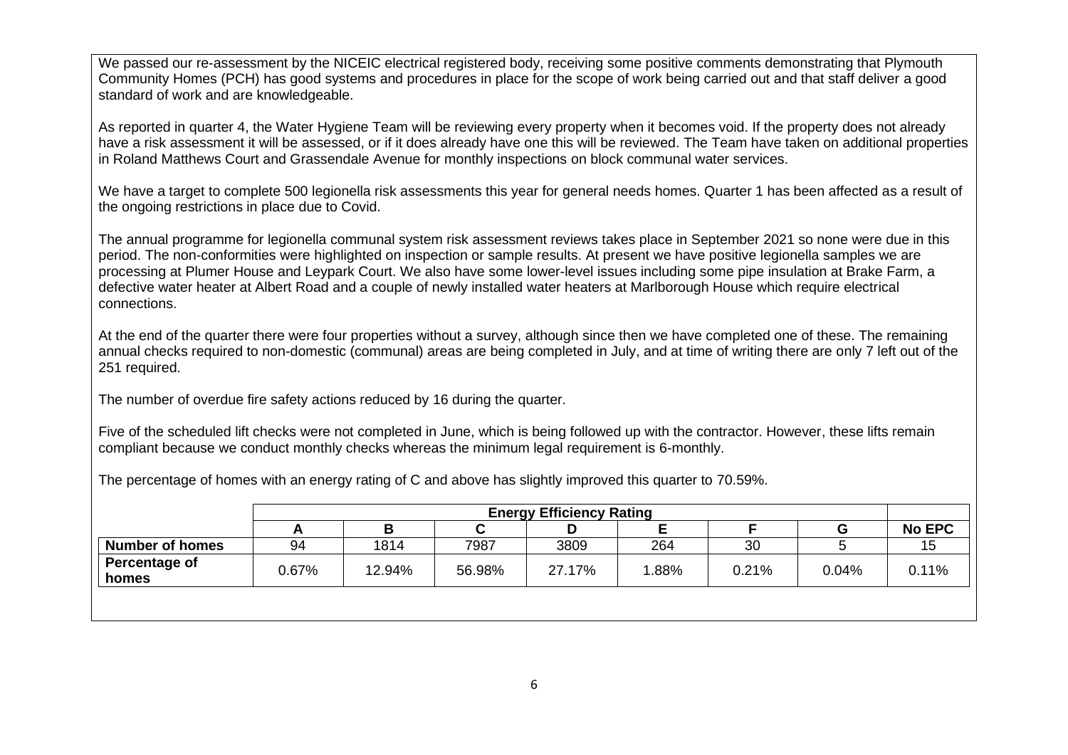We passed our re-assessment by the NICEIC electrical registered body, receiving some positive comments demonstrating that Plymouth Community Homes (PCH) has good systems and procedures in place for the scope of work being carried out and that staff deliver a good standard of work and are knowledgeable.

As reported in quarter 4, the Water Hygiene Team will be reviewing every property when it becomes void. If the property does not already have a risk assessment it will be assessed, or if it does already have one this will be reviewed. The Team have taken on additional properties in Roland Matthews Court and Grassendale Avenue for monthly inspections on block communal water services.

We have a target to complete 500 legionella risk assessments this year for general needs homes. Quarter 1 has been affected as a result of the ongoing restrictions in place due to Covid.

The annual programme for legionella communal system risk assessment reviews takes place in September 2021 so none were due in this period. The non-conformities were highlighted on inspection or sample results. At present we have positive legionella samples we are processing at Plumer House and Leypark Court. We also have some lower-level issues including some pipe insulation at Brake Farm, a defective water heater at Albert Road and a couple of newly installed water heaters at Marlborough House which require electrical connections.

At the end of the quarter there were four properties without a survey, although since then we have completed one of these. The remaining annual checks required to non-domestic (communal) areas are being completed in July, and at time of writing there are only 7 left out of the 251 required.

The number of overdue fire safety actions reduced by 16 during the quarter.

Five of the scheduled lift checks were not completed in June, which is being followed up with the contractor. However, these lifts remain compliant because we conduct monthly checks whereas the minimum legal requirement is 6-monthly.

The percentage of homes with an energy rating of C and above has slightly improved this quarter to 70.59%.

| | Energy Efficiency Rating | | | | | | | |
|---|---|---|---|---|---|---|---|---|
| | **A** | **B** | **C** | **D** | **E** | **F** | **G** | **No EPC** |
| **Number of homes** | 94 | 1814 | 7987 | 3809 | 264 | 30 | 5 | 15 |
| **Percentage of homes** | 0.67% | 12.94% | 56.98% | 27.17% | 1.88% | 0.21% | 0.04% | 0.11% |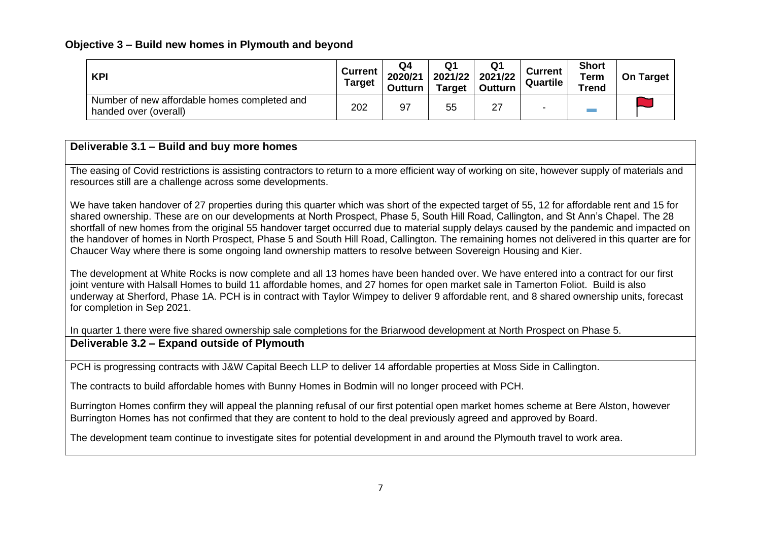## Objective 3 – Build new homes in Plymouth and beyond

| KPI | Current Target | Q4 2020/21 Outturn | Q1 2021/22 Target | Q1 2021/22 Outturn | Current Quartile | Short Term Trend | On Target |
|---|---|---|---|---|---|---|---|
| Number of new affordable homes completed and handed over (overall) | 202 | 97 | 55 | 27 | - | | |

### Deliverable 3.1 – Build and buy more homes

The easing of Covid restrictions is assisting contractors to return to a more efficient way of working on site, however supply of materials and resources still are a challenge across some developments.

We have taken handover of 27 properties during this quarter which was short of the expected target of 55, 12 for affordable rent and 15 for shared ownership. These are on our developments at North Prospect, Phase 5, South Hill Road, Callington, and St Ann's Chapel. The 28 shortfall of new homes from the original 55 handover target occurred due to material supply delays caused by the pandemic and impacted on the handover of homes in North Prospect, Phase 5 and South Hill Road, Callington. The remaining homes not delivered in this quarter are for Chaucer Way where there is some ongoing land ownership matters to resolve between Sovereign Housing and Kier.

The development at White Rocks is now complete and all 13 homes have been handed over. We have entered into a contract for our first joint venture with Halsall Homes to build 11 affordable homes, and 27 homes for open market sale in Tamerton Foliot. Build is also underway at Sherford, Phase 1A. PCH is in contract with Taylor Wimpey to deliver 9 affordable rent, and 8 shared ownership units, forecast for completion in Sep 2021.

In quarter 1 there were five shared ownership sale completions for the Briarwood development at North Prospect on Phase 5.

### Deliverable 3.2 – Expand outside of Plymouth

PCH is progressing contracts with J&W Capital Beech LLP to deliver 14 affordable properties at Moss Side in Callington.

The contracts to build affordable homes with Bunny Homes in Bodmin will no longer proceed with PCH.

Burrington Homes confirm they will appeal the planning refusal of our first potential open market homes scheme at Bere Alston, however Burrington Homes has not confirmed that they are content to hold to the deal previously agreed and approved by Board.

The development team continue to investigate sites for potential development in and around the Plymouth travel to work area.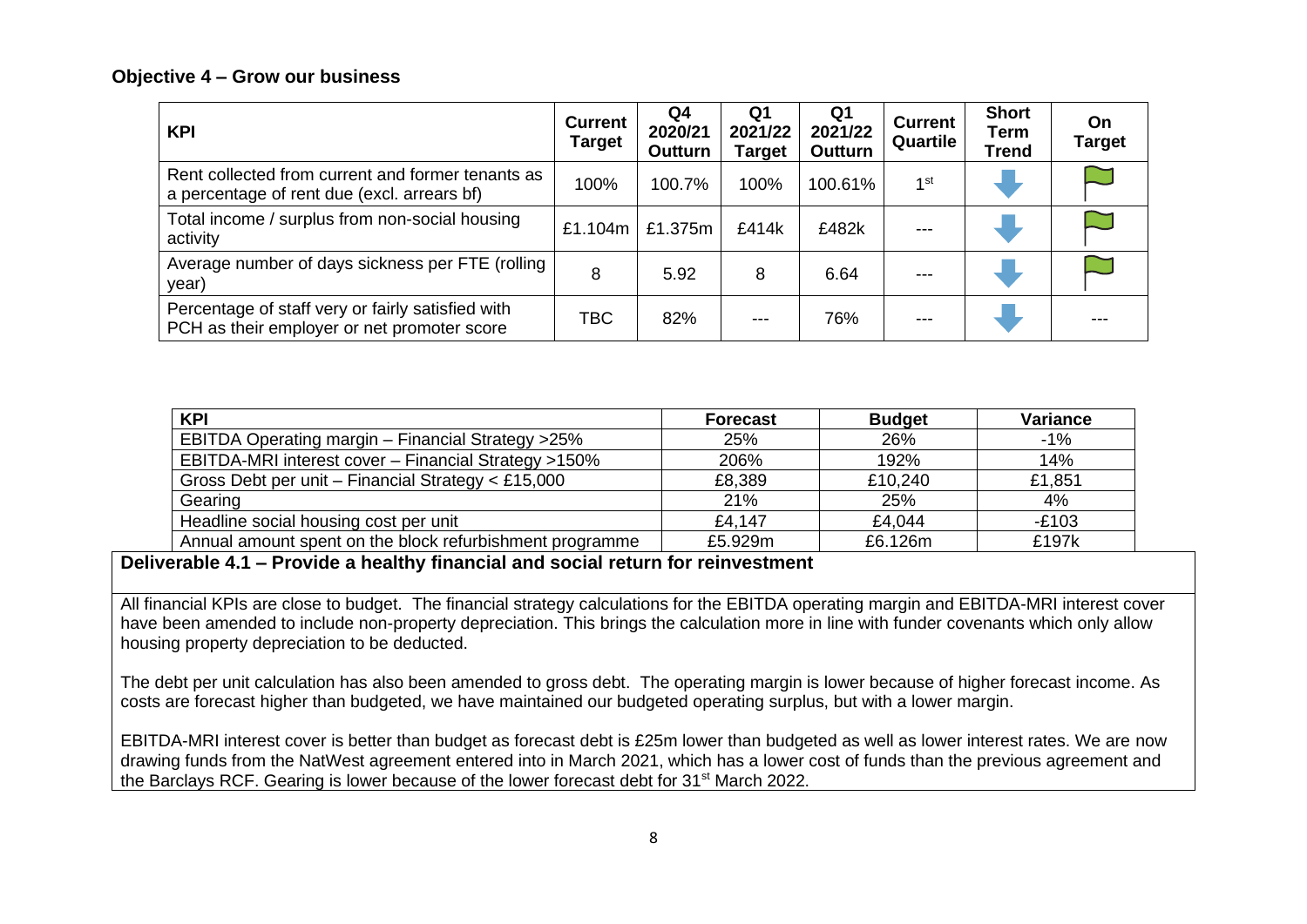## Objective 4 – Grow our business

| KPI | Current Target | Q4 2020/21 Outturn | Q1 2021/22 Target | Q1 2021/22 Outturn | Current Quartile | Short Term Trend | On Target |
|---|---|---|---|---|---|---|---|
| Rent collected from current and former tenants as a percentage of rent due (excl. arrears bf) | 100% | 100.7% | 100% | 100.61% | 1st | ↓ | ⚑ |
| Total income / surplus from non-social housing activity | £1.104m | £1.375m | £414k | £482k | --- | ↓ | ⚑ |
| Average number of days sickness per FTE (rolling year) | 8 | 5.92 | 8 | 6.64 | --- | ↓ | ⚑ |
| Percentage of staff very or fairly satisfied with PCH as their employer or net promoter score | TBC | 82% | --- | 76% | --- | ↓ | --- |

| KPI | Forecast | Budget | Variance |
|---|---|---|---|
| EBITDA Operating margin – Financial Strategy >25% | 25% | 26% | -1% |
| EBITDA-MRI interest cover – Financial Strategy >150% | 206% | 192% | 14% |
| Gross Debt per unit – Financial Strategy < £15,000 | £8,389 | £10,240 | £1,851 |
| Gearing | 21% | 25% | 4% |
| Headline social housing cost per unit | £4,147 | £4,044 | -£103 |
| Annual amount spent on the block refurbishment programme | £5.929m | £6.126m | £197k |

**Deliverable 4.1 – Provide a healthy financial and social return for reinvestment**

All financial KPIs are close to budget. The financial strategy calculations for the EBITDA operating margin and EBITDA-MRI interest cover have been amended to include non-property depreciation. This brings the calculation more in line with funder covenants which only allow housing property depreciation to be deducted.

The debt per unit calculation has also been amended to gross debt. The operating margin is lower because of higher forecast income. As costs are forecast higher than budgeted, we have maintained our budgeted operating surplus, but with a lower margin.

EBITDA-MRI interest cover is better than budget as forecast debt is £25m lower than budgeted as well as lower interest rates. We are now drawing funds from the NatWest agreement entered into in March 2021, which has a lower cost of funds than the previous agreement and the Barclays RCF. Gearing is lower because of the lower forecast debt for 31st March 2022.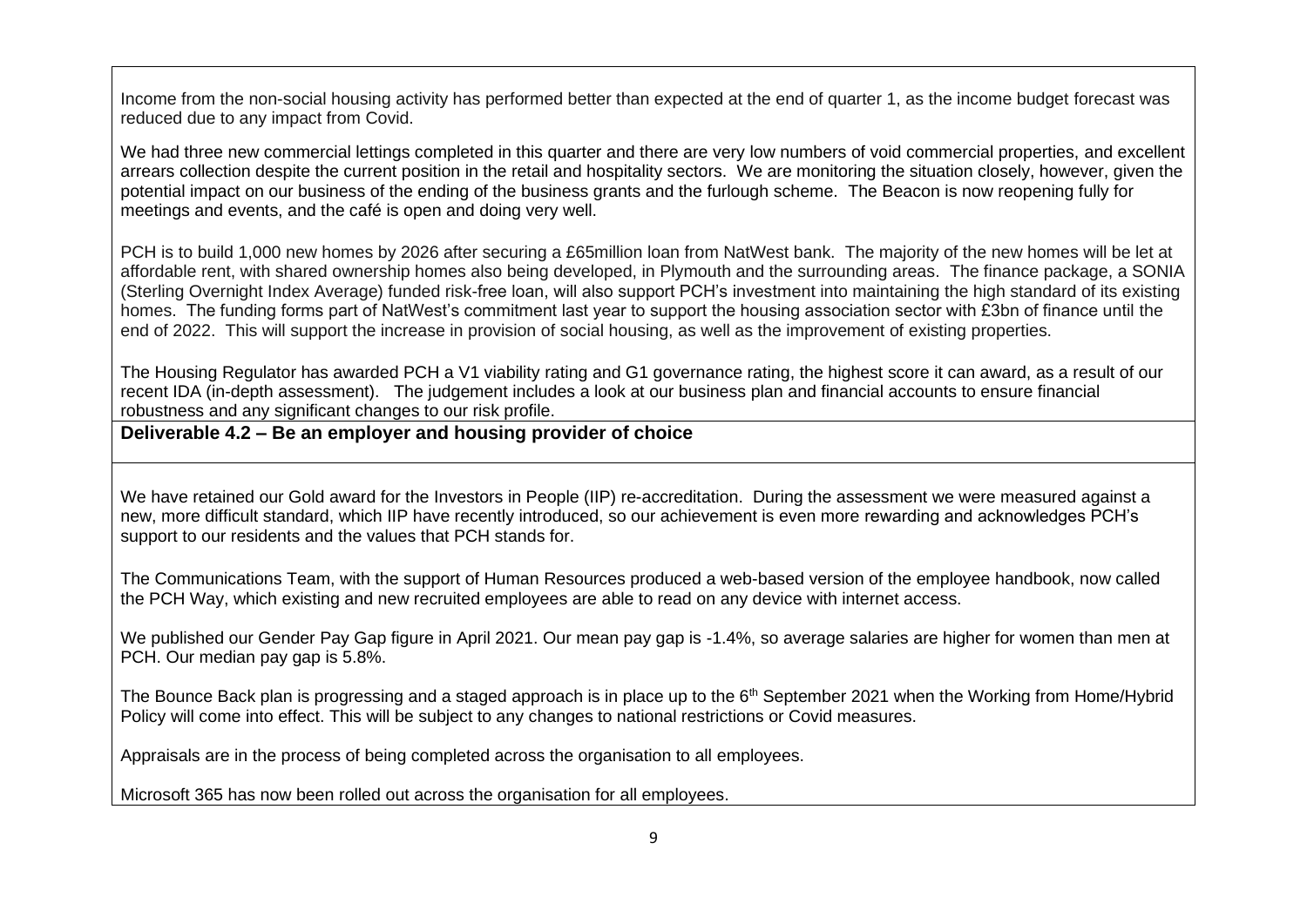Income from the non-social housing activity has performed better than expected at the end of quarter 1, as the income budget forecast was reduced due to any impact from Covid.

We had three new commercial lettings completed in this quarter and there are very low numbers of void commercial properties, and excellent arrears collection despite the current position in the retail and hospitality sectors. We are monitoring the situation closely, however, given the potential impact on our business of the ending of the business grants and the furlough scheme. The Beacon is now reopening fully for meetings and events, and the café is open and doing very well.

PCH is to build 1,000 new homes by 2026 after securing a £65million loan from NatWest bank. The majority of the new homes will be let at affordable rent, with shared ownership homes also being developed, in Plymouth and the surrounding areas. The finance package, a SONIA (Sterling Overnight Index Average) funded risk-free loan, will also support PCH's investment into maintaining the high standard of its existing homes. The funding forms part of NatWest's commitment last year to support the housing association sector with £3bn of finance until the end of 2022. This will support the increase in provision of social housing, as well as the improvement of existing properties.

The Housing Regulator has awarded PCH a V1 viability rating and G1 governance rating, the highest score it can award, as a result of our recent IDA (in-depth assessment). The judgement includes a look at our business plan and financial accounts to ensure financial robustness and any significant changes to our risk profile.

**Deliverable 4.2 – Be an employer and housing provider of choice**

We have retained our Gold award for the Investors in People (IIP) re-accreditation. During the assessment we were measured against a new, more difficult standard, which IIP have recently introduced, so our achievement is even more rewarding and acknowledges PCH's support to our residents and the values that PCH stands for.

The Communications Team, with the support of Human Resources produced a web-based version of the employee handbook, now called the PCH Way, which existing and new recruited employees are able to read on any device with internet access.

We published our Gender Pay Gap figure in April 2021. Our mean pay gap is -1.4%, so average salaries are higher for women than men at PCH. Our median pay gap is 5.8%.

The Bounce Back plan is progressing and a staged approach is in place up to the 6th September 2021 when the Working from Home/Hybrid Policy will come into effect. This will be subject to any changes to national restrictions or Covid measures.

Appraisals are in the process of being completed across the organisation to all employees.

Microsoft 365 has now been rolled out across the organisation for all employees.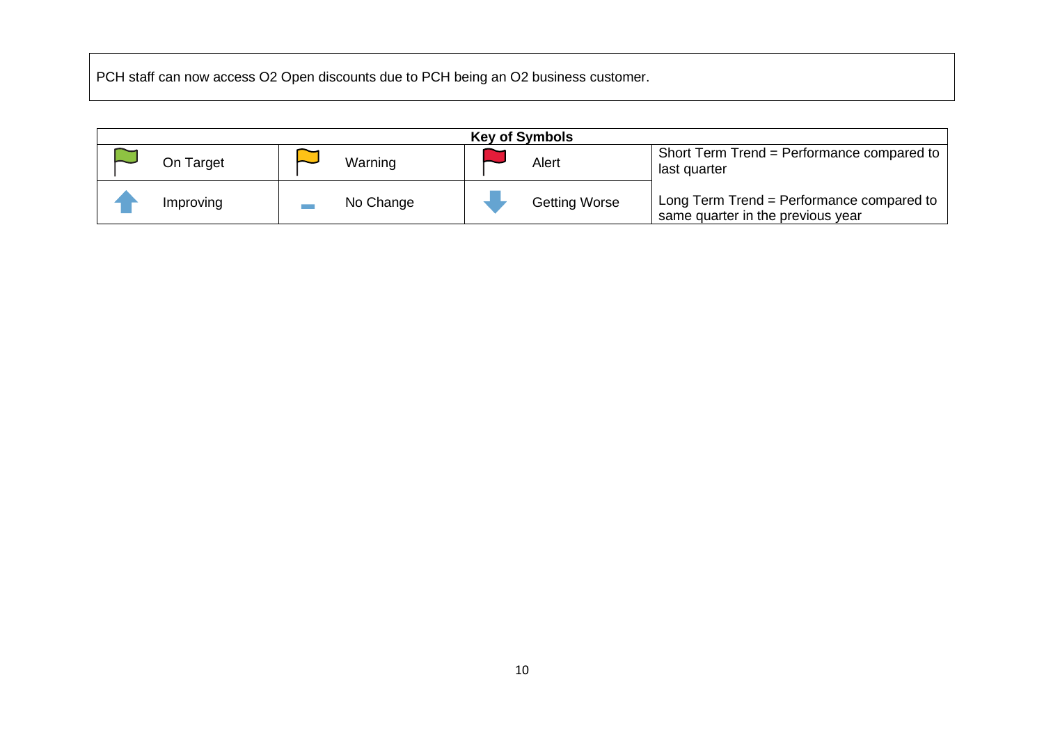PCH staff can now access O2 Open discounts due to PCH being an O2 business customer.

| Key of Symbols | | | | | | |
|---|---|---|---|---|---|---|
| | On Target | | Warning | | Alert | Short Term Trend = Performance compared to last quarter |
| | Improving | | No Change | | Getting Worse | Long Term Trend = Performance compared to same quarter in the previous year |